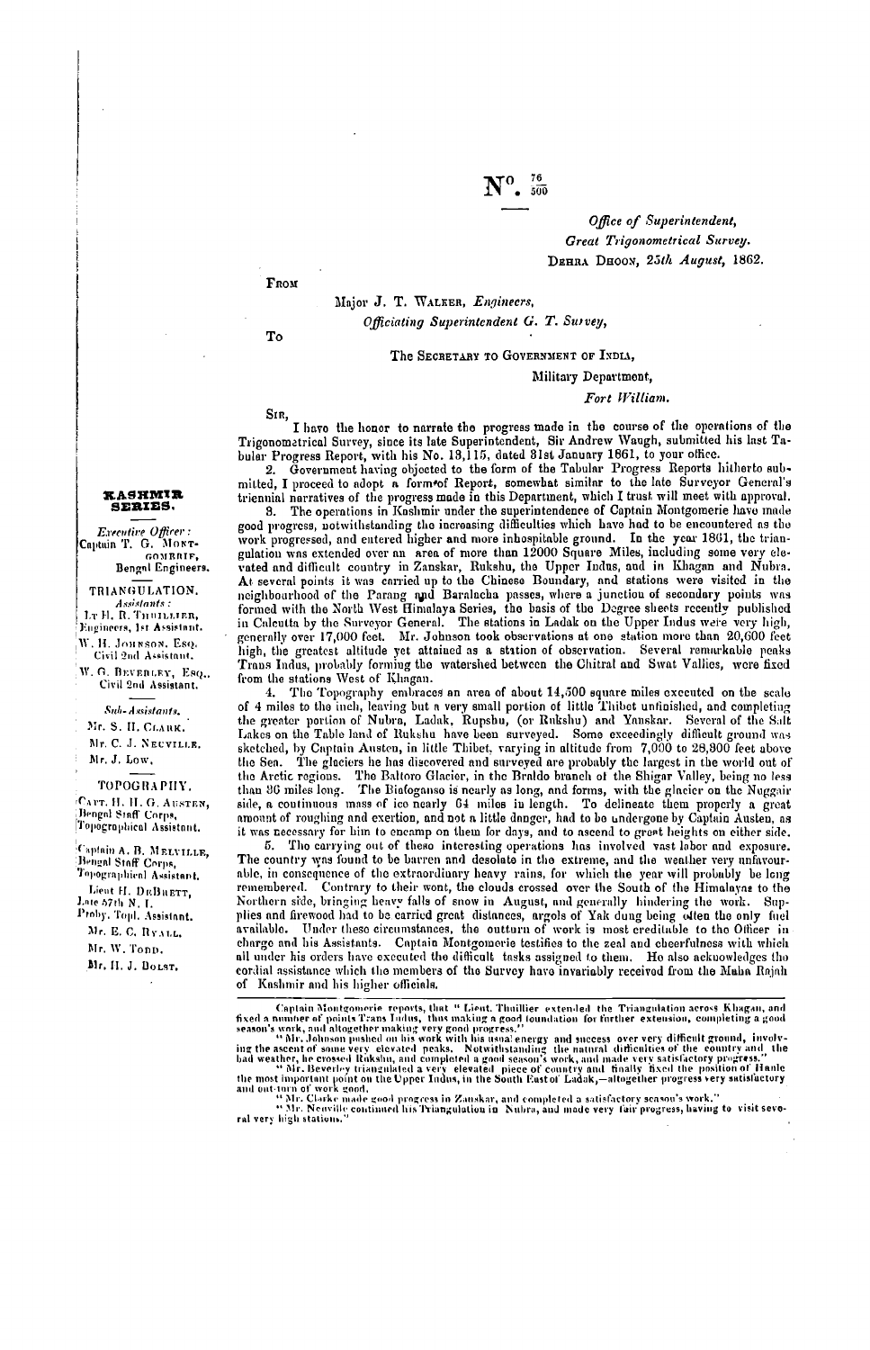No. $\frac{76}{500}$

*Office of Superintendent,*
*Great Trigonometrical Survey.*
DEHRA DHOON, *25th August*, 1862.

FROM

Major J. T. WALKER, *Engineers,*
*Officiating Superintendent G. T. Survey,*

TO

The SECRETARY TO GOVERNMENT OF INDIA,
Military Department,
*Fort William.*

SIR,

I have the honor to narrate the progress made in the course of the operations of the Trigonometrical Survey, since its late Superintendent, Sir Andrew Waugh, submitted his last Tabular Progress Report, with his No. 13,115, dated 31st January 1861, to your office.

2. Government having objected to the form of the Tabular Progress Reports hitherto submitted, I proceed to adopt a form of Report, somewhat similar to the late Surveyor General's triennial narratives of the progress made in this Department, which I trust will meet with approval.

**KASHMIR SERIES.**

*Executive Officer:* Captain T. G. MONTGOMERIE, Bengal Engineers.

TRIANGULATION.

*Assistants:*
LT H. R. THUILLIER, Engineers, 1st Assistant.
W. H. JOHNSON, ESQ., Civil 2nd Assistant.
W. G. BEVERLEY, ESQ., Civil 2nd Assistant.

*Sub-Assistants.*
Mr. S. H. CLARK.
Mr. C. J. NEUVILLE.
Mr. J. LOW.

TOPOGRAPHY.

CAPT. H. H. G. AUSTEN, Bengal Staff Corps, Topographical Assistant.
Captain A. B. MELVILLE, Bengal Staff Corps, Topographical Assistant.
Lieut H. DEBRETT, Late 57th N. I. Proby. Topl. Assistant.
Mr. E. C. RYALL.
Mr. W. TODD.
Mr. H. J. BOLST.

3. The operations in Kashmir under the superintendence of Captain Montgomerie have made good progress, notwithstanding the increasing difficulties which have had to be encountered as the work progressed, and entered higher and more inhospitable ground. In the year 1861, the triangulation was extended over an area of more than 12000 Square Miles, including some very elevated and difficult country in Zanskar, Rukshu, the Upper Indus, and in Khagan and Nubra. At several points it was carried up to the Chinese Boundary, and stations were visited in the neighbourhood of the Parang and Baralacha passes, where a junction of secondary points was formed with the North West Himalaya Series, the basis of the Degree sheets recently published in Calcutta by the Surveyor General. The stations in Ladak on the Upper Indus were very high, generally over 17,000 feet. Mr. Johnson took observations at one station more than 20,600 feet high, the greatest altitude yet attained as a station of observation. Several remarkable peaks Trans Indus, probably forming the watershed between the Chitral and Swat Vallies, were fixed from the stations West of Khagan.

4. The Topography embraces an area of about 14,500 square miles executed on the scale of 4 miles to the inch, leaving but a very small portion of little Thibet unfinished, and completing the greater portion of Nubra, Ladak, Rupshu, (or Rukshu) and Yanskar. Several of the Salt Lakes on the Table land of Rukshu have been surveyed. Some exceedingly difficult ground was sketched, by Captain Austen, in little Thibet, varying in altitude from 7,000 to 28,300 feet above the Sea. The glaciers he has discovered and surveyed are probably the largest in the world out of the Arctic regions. The Baltoro Glacier, in the Braldo branch of the Shigar Valley, being no less than 36 miles long. The Biafoganso is nearly as long, and forms, with the glacier on the Nuggair side, a continuous mass of ice nearly 64 miles in length. To delineate them properly a great amount of roughing and exertion, and not a little danger, had to be undergone by Captain Austen, as it was necessary for him to encamp on them for days, and to ascend to great heights on either side.

5. The carrying out of these interesting operations has involved vast labor and exposure. The country was found to be barren and desolate in the extreme, and the weather very unfavourable, in consequence of the extraordinary heavy rains, for which the year will probably be long remembered. Contrary to their wont, the clouds crossed over the South of the Himalayas to the Northern side, bringing heavy falls of snow in August, and generally hindering the work. Supplies and firewood had to be carried great distances, argols of Yak dung being often the only fuel available. Under these circumstances, the outturn of work is most creditable to the Officer in charge and his Assistants. Captain Montgomerie testifies to the zeal and cheerfulness with which all under his orders have executed the difficult tasks assigned to them. He also acknowledges the cordial assistance which the members of the Survey have invariably received from the Maha Rajah of Kashmir and his higher officials.

Captain Montgomerie reports, that "Lieut. Thuillier extended the Triangulation across Khagan, and fixed a number of points Trans Indus, thus making a good foundation for further extension, completing a good season's work, and altogether making very good progress."

"Mr. Johnson pushed on his work with his usual energy and success over very difficult ground, involving the ascent of some very elevated peaks. Notwithstanding the natural difficulties of the country and the bad weather, he crossed Rukshu, and completed a good season's work, and made very satisfactory progress."

"Mr. Beverley triangulated a very elevated piece of country and finally fixed the position of Hanle the most important point on the Upper Indus, in the South East of Ladak,—altogether progress very satisfactory and out-turn of work good."

"Mr. Clarke made good progress in Zanskar, and completed a satisfactory season's work."

"Mr. Neuville continued his Triangulation in Nubra, and made very fair progress, having to visit several very high stations."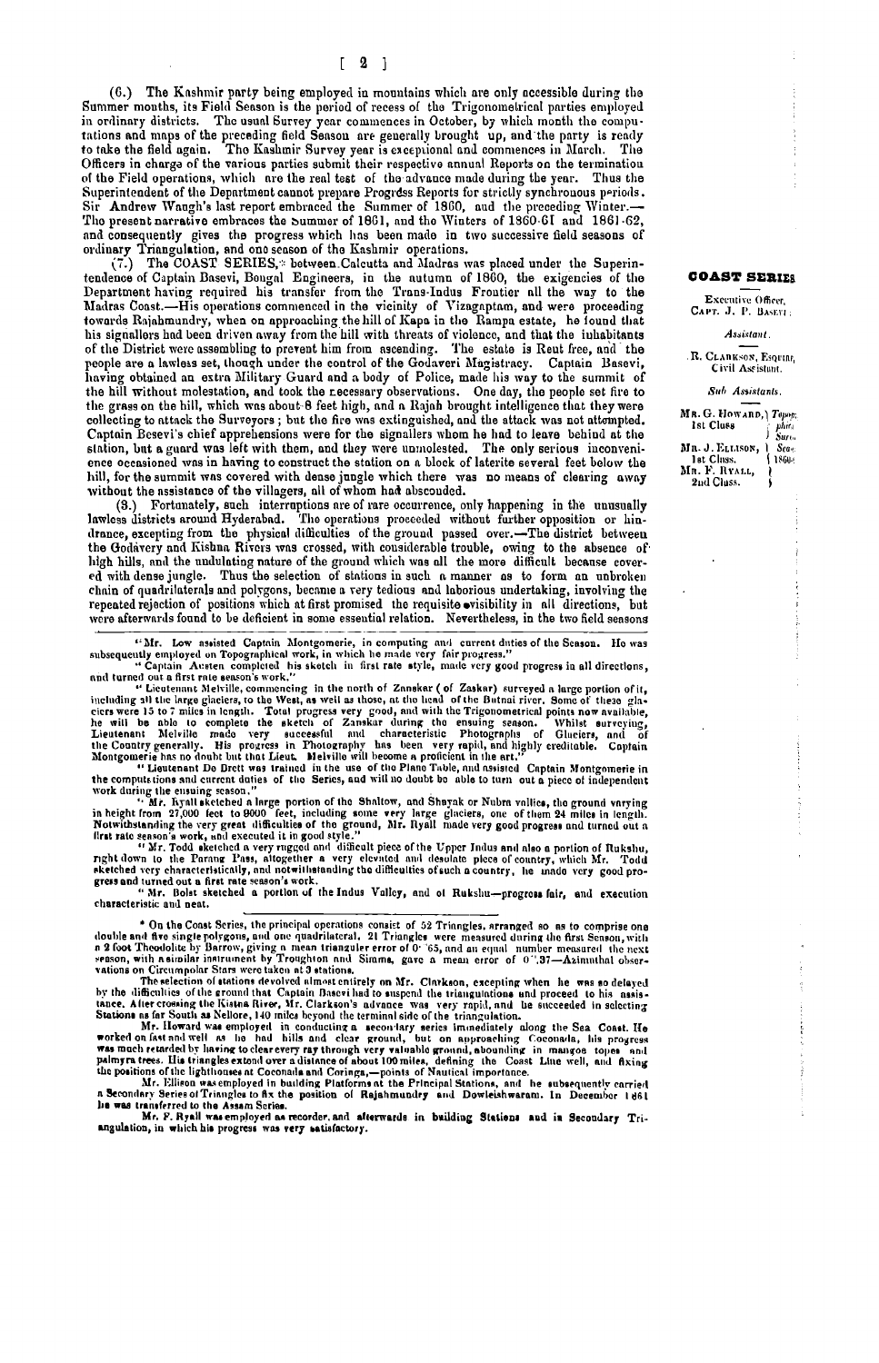(6.) The Kashmir party being employed in mountains which are only accessible during the Summer months, its Field Season is the period of recess of the Trigonometrical parties employed in ordinary districts. The usual Survey year commences in October, by which month the computations and maps of the preceding field Season are generally brought up, and the party is ready to take the field again. The Kashmir Survey year is exceptional and commences in March. The Officers in charge of the various parties submit their respective annual Reports on the termination of the Field operations, which are the real test of the advance made during the year. Thus the Superintendent of the Department cannot prepare Progress Reports for strictly synchronous periods. Sir Andrew Waugh's last report embraced the Summer of 1860, and the preceding Winter.—The present narrative embraces the Summer of 1861, and the Winters of 1860-61 and 1861-62, and consequently gives the progress which has been made in two successive field seasons of ordinary Triangulation, and one season of the Kashmir operations.

(7.) The COAST SERIES,* between Calcutta and Madras was placed under the Superintendence of Captain Basevi, Bengal Engineers, in the autumn of 1860, the exigencies of the Department having required his transfer from the Trans-Indus Frontier all the way to the Madras Coast.—His operations commenced in the vicinity of Vizagaptam, and were proceeding towards Rajahmundry, when on approaching the hill of Kapa in the Rampa estate, he found that his signallers had been driven away from the hill with threats of violence, and that the inhabitants of the District were assembling to prevent him from ascending. The estate is Rent free, and the people are a lawless set, though under the control of the Godaveri Magistracy. Captain Basevi, having obtained an extra Military Guard and a body of Police, made his way to the summit of the hill without molestation, and took the necessary observations. One day, the people set fire to the grass on the hill, which was about 8 feet high, and a Rajah brought intelligence that they were collecting to attack the Surveyors; but the fire was extinguished, and the attack was not attempted. Captain Basevi's chief apprehensions were for the signallers whom he had to leave behind at the station, but a guard was left with them, and they were unmolested. The only serious inconvenience occasioned was in having to construct the station on a block of laterite several feet below the hill, for the summit was covered with dense jungle which there was no means of clearing away without the assistance of the villagers, all of whom had absconded.

**COAST SERIES**

Executive Officer,
CAPT. J. P. BASEVI.

*Assistant.*

R. CLARKSON, ESQUIRE,
Civil Assistant.

*Sub Assistants.*

MR. G. HOWARD, 1st Class } Topographical Survey
MR. J. ELLISON, 1st Class. } Sca... 1860.
MR. F. RYALL, 2nd Class.

(8.) Fortunately, such interruptions are of rare occurrence, only happening in the unusually lawless districts around Hyderabad. The operations proceeded without further opposition or hindrance, excepting from the physical difficulties of the ground passed over.—The district between the Godavery and Kishna Rivers was crossed, with considerable trouble, owing to the absence of high hills, and the undulating nature of the ground which was all the more difficult because covered with dense jungle. Thus the selection of stations in such a manner as to form an unbroken chain of quadrilaterals and polygons, became a very tedious and laborious undertaking, involving the repeated rejection of positions which at first promised the requisite visibility in all directions, but were afterwards found to be deficient in some essential relation. Nevertheless, in the two field seasons

---

"Mr. Low assisted Captain Montgomerie, in computing and current duties of the Season. He was subsequently employed on Topographical work, in which he made very fair progress."

"Captain Austen completed his sketch in first rate style, made very good progress in all directions, and turned out a first rate season's work."

"Lieutenant Melville, commencing in the north of Zanskar (of Zaskar) surveyed a large portion of it, including all the large glaciers, to the West, as well as those, at the head of the Butnai river. Some of these glaciers were 15 to 7 miles in length. Total progress very good, and with the Trigonometrical points now available, he will be able to complete the sketch of Zanskar during the ensuing season. Whilst surveying, Lieutenant Melville made very successful and characteristic Photographs of Glaciers, and of the Country generally. His progress in Photography has been very rapid, and highly creditable. Captain Montgomerie has no doubt but that Lieut. Melville will become a proficient in the art."

"Lieutenant De Brett was trained in the use of the Plane Table, and assisted Captain Montgomerie in the computations and current duties of the Series, and will no doubt be able to turn out a piece of independent work during the ensuing season."

"Mr. Ryall sketched a large portion of the Shaltow, and Shayak or Nubra vallies, the ground varying in height from 27,000 feet to 9000 feet, including some very large glaciers, one of them 24 miles in length. Notwithstanding the very great difficulties of the ground, Mr. Ryall made very good progress and turned out a first rate season's work, and executed it in good style."

"Mr. Todd sketched a very rugged and difficult piece of the Upper Indus and also a portion of Rukshu, right down to the Parang Pass, altogether a very elevated and desolate piece of country, which Mr. Todd sketched very characteristically, and notwithstanding the difficulties of such a country, he made very good progress and turned out a first rate season's work.

"Mr. Bolst sketched a portion of the Indus Valley, and of Rukshu—progress fair, and execution characteristic and neat.

---

\* On the Coast Series, the principal operations consist of 52 Triangles, arranged so as to comprise one double and five single polygons, and one quadrilateral. 21 Triangles were measured during the first Season, with a 2 foot Theodolite by Barrow, giving a mean triangular error of 0".65, and an equal number measured the next season, with a similar instrument by Troughton and Simms, gave a mean error of 0".37—Azimuthal observations on Circumpolar Stars were taken at 3 stations.

The selection of stations devolved almost entirely on Mr. Clarkson, excepting when he was so delayed by the difficulties of the ground that Captain Basevi had to suspend the triangulations and proceed to his assistance. After crossing the Kistna River, Mr. Clarkson's advance was very rapid, and he succeeded in selecting Stations as far South as Nellore, 140 miles beyond the terminal side of the triangulation.

Mr. Howard was employed in conducting a secondary series immediately along the Sea Coast. He worked on fast and well as he had hills and clear ground, but on approaching Coconada, his progress was much retarded by having to clear every ray through very valuable ground, abounding in mangoe topes and palmyra trees. His triangles extend over a distance of about 100 miles, defining the Coast Line well, and fixing the positions of the lighthouses at Coconada and Coringa,—points of Nautical importance.

Mr. Ellison was employed in building Platforms at the Principal Stations, and he subsequently carried a Secondary Series of Triangles to fix the position of Rajahmundry and Dowleishwaram. In December 1861 he was transferred to the Assam Series.

Mr. F. Ryall was employed as recorder, and afterwards in building Stations and in Secondary Triangulation, in which his progress was very satisfactory.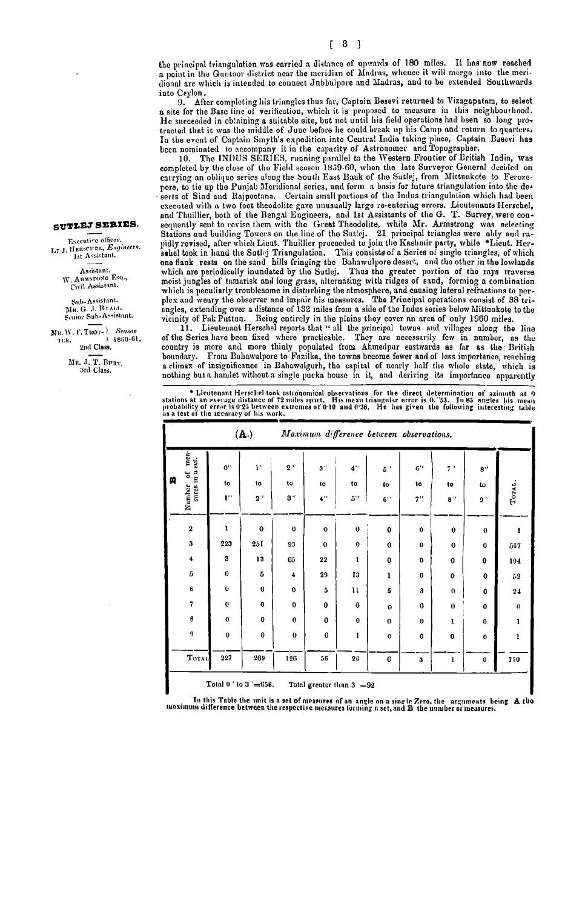the principal triangulation was carried a distance of upwards of 180 miles. It has now reached a point in the Guntoor district near the meridian of Madras, whence it will merge into the meridional arc which is intended to connect Jubbulpore and Madras, and to be extended Southwards into Ceylon.

9. After completing his triangles thus far, Captain Basevi returned to Vizagapatam, to select a site for the Base line of verification, which it is proposed to measure in this neighbourhood. He succeeded in obtaining a suitable site, but not until his field operations had been so long protracted that it was the middle of June before he could break up his Camp and return to quarters. In the event of Captain Smyth's expedition into Central India taking place, Captain Basevi has been nominated to accompany it in the capacity of Astronomer and Topographer.

10. The INDUS SERIES, running parallel to the Western Frontier of British India, was completed by the close of the Field season 1859-60, when the late Surveyor General decided on carrying an oblique series along the South East Bank of the Sutlej, from Mittunkote to Ferozepore, to tie up the Punjab Meridional series, and form a basis for future triangulation into the deserts of Sind and Rajpootana. Certain small portions of the Indus triangulation which had been executed with a two foot theodolite gave unusually large re-entering errors. Lieutenants Herschel, and Thuillier, both of the Bengal Engineers, and 1st Assistants of the G. T. Survey, were consequently sent to revise them with the Great Theodolite, while Mr. Armstrong was selecting Stations and building Towers on the line of the Sutlej. 21 principal triangles were ably and rapidly revised, after which Lieut. Thuillier proceeded to join the Kashmir party, while \*Lieut. Herschel took in hand the Sutlej Triangulation. This consists of a Series of single triangles, of which one flank rests on the sand hills fringing the Bahawulpore desert, and the other in the lowlands which are periodically inundated by the Sutlej. Thus the greater portion of the rays traverse moist jungles of tamarisk and long grass, alternating with ridges of sand, forming a combination which is peculiarly troublesome in disturbing the atmosphere, and causing lateral refractions to perplex and weary the observer and impair his measures. The Principal operations consist of 38 triangles, extending over a distance of 132 miles from a side of the Indus series below Mittunkote to the vicinity of Pak Puttun. Being entirely in the plains they cover an area of only 1960 miles.

**SUTLEJ SERIES.**

Executive officer.
LT J. HERSCHEL, *Engineers.*
1st Assistant.

Assistant.
W. ARMSTRONG ESQ.,
Civil Assistant.

Sub-Assistant.
MR. G. J. RYALL,
Senior Sub-Assistant.

MR. W. F. TROTTER, } *Season* 1860-61.
2nd Class.

MR. J. T. BURT,
3rd Class.

11. Lieutenant Herschel reports that "all the principal towns and villages along the line of the Series have been fixed where practicable. They are necessarily few in number, as the country is more and more thinly populated from Ahmedpur eastwards as far as the British boundary. From Bahawulpore to Fazilka, the towns become fewer and of less importance, reaching a climax of insignificance in Bahawulgurh, the capital of nearly half the whole state, which is nothing but a hamlet without a single pucka house in it, and deriving its importance apparently

\* Lieutenant Herschel took astronomical observations for the direct determination of azimuth at 9 stations at an average distance of 72 miles apart. His mean triangular error is 0."53. In 85 angles his mean probability of error is 0·25 between extremes of 0·10 and 0·38. He has given the following interesting table as a test of the accuracy of his work.

**(A.)** *Maximum difference between observations.*

| B — Number of measures in a set. | 0" to 1" | 1" to 2" | 2" to 3" | 3" to 4" | 4" to 5" | 5" to 6" | 6" to 7" | 7" to 8" | 8" to 9" | TOTAL. |
|---|---|---|---|---|---|---|---|---|---|---|
| 2 | 1 | 0 | 0 | 0 | 0 | 0 | 0 | 0 | 0 | 1 |
| 3 | 223 | 251 | 93 | 0 | 0 | 0 | 0 | 0 | 0 | 567 |
| 4 | 3 | 13 | 65 | 22 | 1 | 0 | 0 | 0 | 0 | 104 |
| 5 | 0 | 5 | 4 | 29 | 13 | 1 | 0 | 0 | 0 | 52 |
| 6 | 0 | 0 | 0 | 5 | 11 | 5 | 3 | 0 | 0 | 24 |
| 7 | 0 | 0 | 0 | 0 | 0 | 0 | 0 | 0 | 0 | 0 |
| 8 | 0 | 0 | 0 | 0 | 0 | 0 | 0 | 1 | 0 | 1 |
| 9 | 0 | 0 | 0 | 0 | 1 | 0 | 0 | 0 | 0 | 1 |
| TOTAL | 227 | 269 | 126 | 56 | 26 | 6 | 3 | 1 | 0 | 750 |

Total 0" to 3" = 658.  Total greater than 3" = 92

In this Table the unit is a set of measures of an angle on a single Zero, the arguments being A the maximum difference between the respective measures forming a set, and B the number of measures.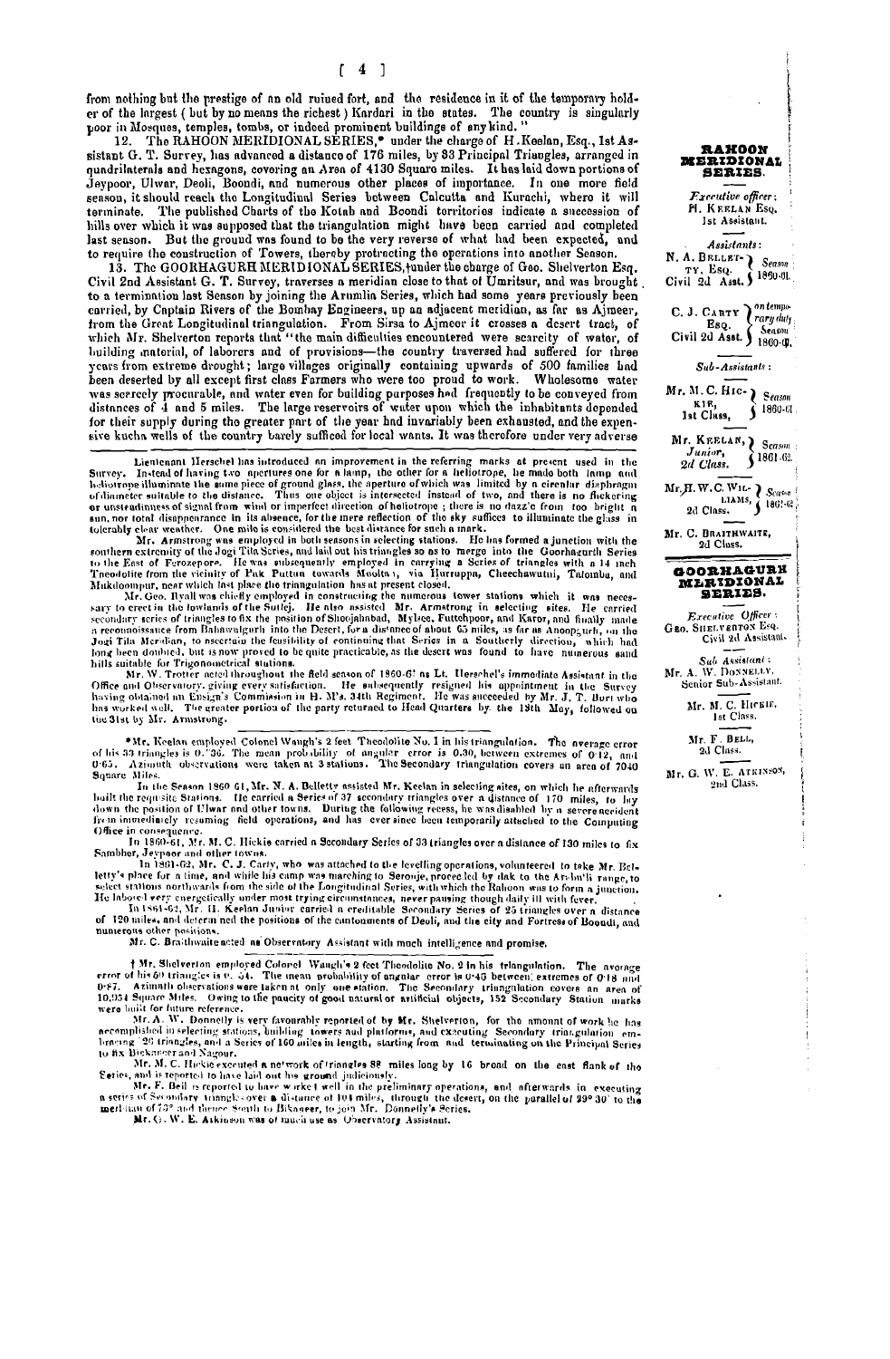from nothing but the prestige of an old ruined fort, and the residence in it of the temporary holder of the largest (but by no means the richest) Kardari in the states. The country is singularly poor in Mosques, temples, tombs, or indeed prominent buildings of any kind."

12. The RAHOON MERIDIONAL SERIES,* under the charge of H. Keelan, Esq., 1st Assistant G. T. Survey, has advanced a distance of 176 miles, by 33 Principal Triangles, arranged in quadrilaterals and hexagons, covering an Area of 4130 Square miles. It has laid down portions of Jeypoor, Ulwar, Deoli, Boondi, and numerous other places of importance. In one more field season, it should reach the Longitudinal Series between Calcutta and Kurachi, where it will terminate. The published Charts of the Kotah and Boondi territories indicate a succession of hills over which it was supposed that the triangulation might have been carried and completed last season. But the ground was found to be the very reverse of what had been expected, and to require the construction of Towers, thereby protracting the operations into another Season.

13. The GOORHAGURH MERIDIONAL SERIES,† under the charge of Geo. Shelverton Esq. Civil 2nd Assistant G. T. Survey, traverses a meridian close to that of Umritsur, and was brought to a termination last Season by joining the Arumlia Series, which had some years previously been carried, by Captain Rivers of the Bombay Engineers, up an adjacent meridian, as far as Ajmeer, from the Great Longitudinal triangulation. From Sirsa to Ajmeer it crosses a desert tract, of which Mr. Shelverton reports that "the main difficulties encountered were scarcity of water, of building material, of laborers and of provisions—the country traversed had suffered for three years from extreme drought; large villages originally containing upwards of 500 families had been deserted by all except first class Farmers who were too proud to work. Wholesome water was scarcely procurable, and water even for building purposes had frequently to be conveyed from distances of 4 and 5 miles. The large reservoirs of water upon which the inhabitants depended for their supply during the greater part of the year had invariably been exhausted, and the expensive kucha wells of the country barely sufficed for local wants. It was therefore under very adverse

**RAHOON MERIDIONAL SERIES.**

*Executive officer:*
H. Keelan Esq.
1st Assistant.

*Assistants:*
N. A. Belletty, Esq. Civil 2d Asst. — Season 1860-61.
C. J. Carty Esq. Civil 2d Asst. — on temporary duty Season 1860-61.

*Sub-Assistants:*
Mr. M. C. Hickie, 1st Class, — Season 1860-61.
Mr. Keelan, Junior, 2d Class. — Season 1861-62.
Mr. H. W. C. Williams, 2d Class. — Season 1861-62.
Mr. C. Braithwaite, 2d Class.

**GOORHAGURH MERIDIONAL SERIES.**

*Executive Officer:*
Geo. Shelverton Esq.
Civil 2d Assistant.

*Sub Assistant:*
Mr. A. W. Donnelly, Senior Sub-Assistant.
Mr. M. C. Hickie, 1st Class.
Mr. F. Bell, 2d Class.
Mr. G. W. E. Atkinson, 2nd Class.

---

Lieutenant Herschel has introduced an improvement in the referring marks at present used in the Survey. Instead of having two apertures one for a lamp, the other for a heliotrope, he made both lamp and heliotrope illuminate the same piece of ground glass, the aperture of which was limited by a circular diaphragm of diameter suitable to the distance. Thus one object is intersected instead of two, and there is no flickering or unsteadiness of signal from wind or imperfect direction of heliotrope; there is no dazzle from too bright a sun, nor total disappearance in its absence, for the mere reflection of the sky suffices to illuminate the glass in tolerably clear weather. One mile is considered the best distance for such a mark.

Mr. Armstrong was employed in both seasons in selecting stations. He has formed a junction with the southern extremity of the Jogi Tila Series, and laid out his triangles so as to merge into the Goorhagurh Series to the East of Ferozepore. He was subsequently employed in carrying a Series of triangles with a 14 inch Theodolite from the vicinity of Pak Puttun towards Mooltan, via Hurruppa, Cheechawutni, Tulumba, and Mukdoompur, near which last place the triangulation has at present closed.

Mr. Geo. Ryall was chiefly employed in constructing the numerous tower stations which it was necessary to erect in the lowlands of the Sutlej. He also assisted Mr. Armstrong in selecting sites. He carried secondary series of triangles to fix the position of Shoojahabad, Mylsee, Futtehpoor, and Karor, and finally made a reconnoissance from Bahawulgurh into the Desert, for a distance of about 65 miles, as far as Anoopgurh, on the Jogi Tila Meridian, to ascertain the feasibility of continuing that Series in a Southerly direction, which had long been doubted, but is now proved to be quite practicable, as the desert was found to have numerous sand hills suitable for Trigonometrical stations.

Mr. W. Trotter acted throughout the field season of 1860-61 as Lt. Herschel's immediate Assistant in the Office and Observatory, giving every satisfaction. He subsequently resigned his appointment in the Survey having obtained an Ensign's Commission in H. M's. 34th Regiment. He was succeeded by Mr. J. T. Burt who has worked well. The greater portion of the party returned to Head Quarters by the 31st May, followed on the 31st by Mr. Armstrong.

*Mr. Keelan employed Colonel Waugh's 2 feet Theodolite No. 1 in his triangulation. The average error of his 33 triangles is 0."36. The mean probability of angular error is 0.30, between extremes of 0.12, and 0.65. Azimuth observations were taken at 3 stations. The Secondary triangulation covers an area of 7040 Square Miles.

In the Season 1860-61, Mr. N. A. Belletty assisted Mr. Keelan in selecting sites, on which he afterwards built the requisite Stations. He carried a Series of 37 secondary triangles over a distance of 170 miles, to lay down the position of Ulwar and other towns. During the following recess, he was disabled by a severe accident from immediately resuming field operations, and has ever since been temporarily attached to the Computing Office in consequence.

In 1860-61, Mr. M. C. Hickie carried a Secondary Series of 33 triangles over a distance of 130 miles to fix Sambher, Jeypoor and other towns.

In 1861-62, Mr. C. J. Carty, who was attached to the levelling operations, volunteered to take Mr. Belletty's place for a time, and while his camp was marching to Seronje, proceeded by dak to the Arowli range, to select stations northwards from the side of the Longitudinal Series, with which the Rahoon was to form a junction. He laboured very energetically under most trying circumstances, never pausing though daily ill with fever.

In 1861-62, Mr. H. Keelan Junior carried a creditable Secondary Series of 25 triangles over a distance of 120 miles, and determined the positions of the cantonments of Deoli, and the city and Fortress of Boondi, and numerous other positions.

Mr. C. Braithwaite acted as Observatory Assistant with much intelligence and promise.

† Mr. Shelverton employed Colonel Waugh's 2 feet Theodolite No. 2 in his triangulation. The average error of his 60 triangles is 0."54. The mean probability of angular error is 0"45 between extremes of 0"18 and 0"87. Azimuth observations were taken at only one station. The Secondary triangulation covers an area of 10,934 Square Miles. Owing to the paucity of good natural or artificial objects, 152 Secondary Station marks were built for future reference.

Mr. A. W. Donnelly is very favourably reported of by Mr. Shelverton, for the amount of work he has accomplished in selecting stations, building towers and platforms, and executing Secondary triangulation embracing 29 triangles, and a Series of 160 miles in length, starting from and terminating on the Principal Series to fix Bickaneer and Nagour.

Mr. M. C. Hickie executed a network of triangles 88 miles long by 16 broad on the east flank of the Series, and is reported to have laid out his ground judiciously.

Mr. F. Bell is reported to have worked well in the preliminary operations, and afterwards in executing a series of Secondary triangles over a distance of 104 miles, through the desert, on the parallel of 29° 30' to the meridian of 73° and thence South to Bikaneer, to join Mr. Donnelly's Series.

Mr. G. W. E. Atkinson was of much use as Observatory Assistant.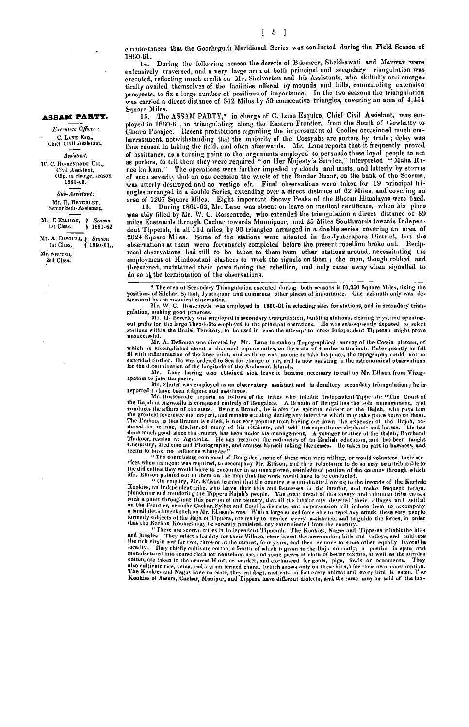circumstances that the Goorhagarh Meridional Series was conducted during the Field Season of 1860-61.

14. During the following season the deserts of Bikaneer, Shekhawati and Marwar were extensively traversed, and a very large area of both principal and secondary triangulation was executed, reflecting much credit on Mr. Shelverton and his Assistants, who skilfully and energetically availed themselves of the facilities offered by mounds and hills, commanding extensive prospects, to fix a large number of positions of importance. In the two seasons the triangulation was carried a direct distance of 342 Miles by 50 consecutive triangles, covering an area of 4,454 Square Miles.

**ASSAM PARTY.**

*Executive Officer:*
C. Lane Esq., Chief Civil Assistant.

*Assistant.*
W. C. Rossenrode Esq., Civil Assistant, Offg. in charge, season 1861-62.

*Sub-Assistant:*
Mr. H. Beverley, Senior Sub-Assistant.

Mr. J. Ellison, 1st Class. — Season 1861-62

Mr. A. DeSouza, 1st Class. — Season 1860-61.

Mr. Shuter, 2nd Class.

15. The ASSAM PARTY,* in charge of C. Lane Esquire, Chief Civil Assistant, was employed in 1860-61, in triangulating along the Eastern Frontier, from the South of Gowhatty to Cherra Poonjee. Recent prohibitions regarding the impressment of Coolies occasioned much embarrassment, notwithstanding that the majority of the Cossyahs are porters by trade; delay was thus caused in taking the field, and often afterwards. Mr. Lane reports that it frequently proved of assistance, as a turning point to the arguments employed to persuade these loyal people to act as porters, to tell them they were required "on Her Majesty's Service," interpreted "Maha Ranee ka kam." The operations were further impeded by clouds and mists, and latterly by storms of such severity that on one occasion the whole of the Bunder Bazar, on the bank of the Soorma, was utterly destroyed and no vestige left. Final observations were taken for 19 principal triangles arranged in a double Series, extending over a direct distance of 62 Miles, and covering an area of 1207 Square Miles. Eight important Snowy Peaks of the Bhotan Himalayas were fixed.

16. During 1861-62, Mr. Lane was absent on leave on medical certificate, when his place was ably filled by Mr. W. C. Rossenrode, who extended the triangulation a direct distance of 89 miles Eastwards through Cachar towards Munnipoor, and 25 Miles Southwards towards Independent Tipperah, in all 114 miles, by 30 triangles arranged in a double series covering an area of 2024 Square Miles. Some of the stations were situated in the Jynteeapore District, but the observations at them were fortunately completed before the present rebellion broke out. Reciprocal observations had still to be taken to them from other stations around, necessitating the employment of Hindoostani clashees to work the signals on them; the men, though robbed and threatened, maintained their posts during the rebellion, and only came away when signalled to do so at the termination of the observations.

---

\* The area of Secondary Triangulation executed during both seasons is 10,250 Square Miles, fixing the positions of Silchar, Sylhet, Jyntiapoor and numerous other places of importance. One azimuth only was determined by astronomical observation.

Mr. W. C. Rossenrode was employed in 1860-61 in selecting sites for stations, and in secondary triangulation, making good progress.

Mr. H. Beverley was employed in secondary triangulation, building stations, clearing rays, and opening-out paths for the large Theodolite employed in the principal operations. He was subsequently deputed to select stations within the British Territory, to be used in case the attempt to cross Independent Tipperah might prove unsuccessful.

Mr. A. DeSouza was directed by Mr. Lane to make a Topographical survey of the Cossia plateau, of which he accomplished about a thousand square miles, on the scale of 4 miles to the inch. Subsequently he fell ill with inflammation of the knee joint, and as there was no one to take his place, the topography could not be extended farther. He was ordered to Sea for change of air, and is now assisting in the astronomical observations for the determination of the longitude of the Andaman Islands.

Mr. Lane having also obtained sick leave it became necessary to call up Mr. Ellison from Vizagapatam to join the party.

Mr. Shuter was employed as an observatory assistant and in desultory secondary triangulation; he is reported to have been diligent and assiduous.

Mr. Rossenrode reports as follows of the tribes who inhabit Independent Tipperah: "The Court of the Rajah at Agratolla is composed entirely of Bengalees. A Bramin of Bengal has the sole management, and conducts the affairs of the state. Being a Bramin, he is also the spiritual adviser of the Rajah, who pays him the greatest reverence and respect, and remains standing during any interview which may take place between them. The Prahoo, as this Bramin is called, is not very popular from having cut down the expenses of the Rajah, reduced his retinue, discharged many of his retainers, and sold the superfluous elephants and horses. He has done much good since the country has been under his management. A younger brother of the Rajah, Darchand Thakoor, resides at Agratolla. He has received the rudiments of an English education, and has been taught Chemistry, Medicine and Photography, and amuses himself taking likenesses. He takes no part in business, and seems to have no influence whatever."

"The court being composed of Bengalees, none of these men were willing, or would volunteer their services when an agent was required, to accompany Mr. Ellison, and their reluctance to do so may be attributable to the difficulties they would have to encounter in an unexplored, uninhabited portion of the country through which Mr. Ellison pointed out to them on the map that the work would have to be conducted.

"On enquiry, Mr. Ellison learned that the country was uninhabited owing to the inroads of the Kachak Kookies, an Independent tribe, who leave their hills and fastnesses in the interior, and make frequent forays, plundering and murdering the Tippera Rajah's people. The great dread of this savage and inhuman tribe causes such a panic throughout this portion of the country, that all the inhabitants deserted their villages and settled on the Frontier, or in the Cachar, Sylhet and Comilla districts, and no persuasion will induce them to accompany a small detachment such as Mr. Ellison's was. With a large armed force able to repel any attack, these very people formerly subjects of the Raja of Tippera, are ready to render every assistance, and to guide the forces, in order that the Kachak Kookies may be severely punished, nay exterminated from the country.

"There are several tribes in Independent Tipperah. The Kookies, Nagas and Tipperas inhabit the hills and jungles. They select a locality for their Village, clear it and the surrounding hills and valleys, and cultivate the rich virgin soil for two, three or at the utmost, four years, and then remove to some other equally favorable locality. They chiefly cultivate cotton, a fourth of which is given to the Raja annually; a portion is spun and manufactured into coarse cloth for household use, and some pieces of cloth of better texture, as well as the surplus cotton, are taken to the nearest Haut, or market, and exchanged for goats, pigs, fowls or ornaments. They also cultivate rice, yams, and a grain termed chena, (which grows only on these hills,) for their own consumption. The Kookies and Nagas have no caste, they eat dogs, and cats; in fact every animal and every bird is eaten. The Kookies of Assam, Cachar, Manipur, and Tippera have different dialects, and the same may be said of the lan-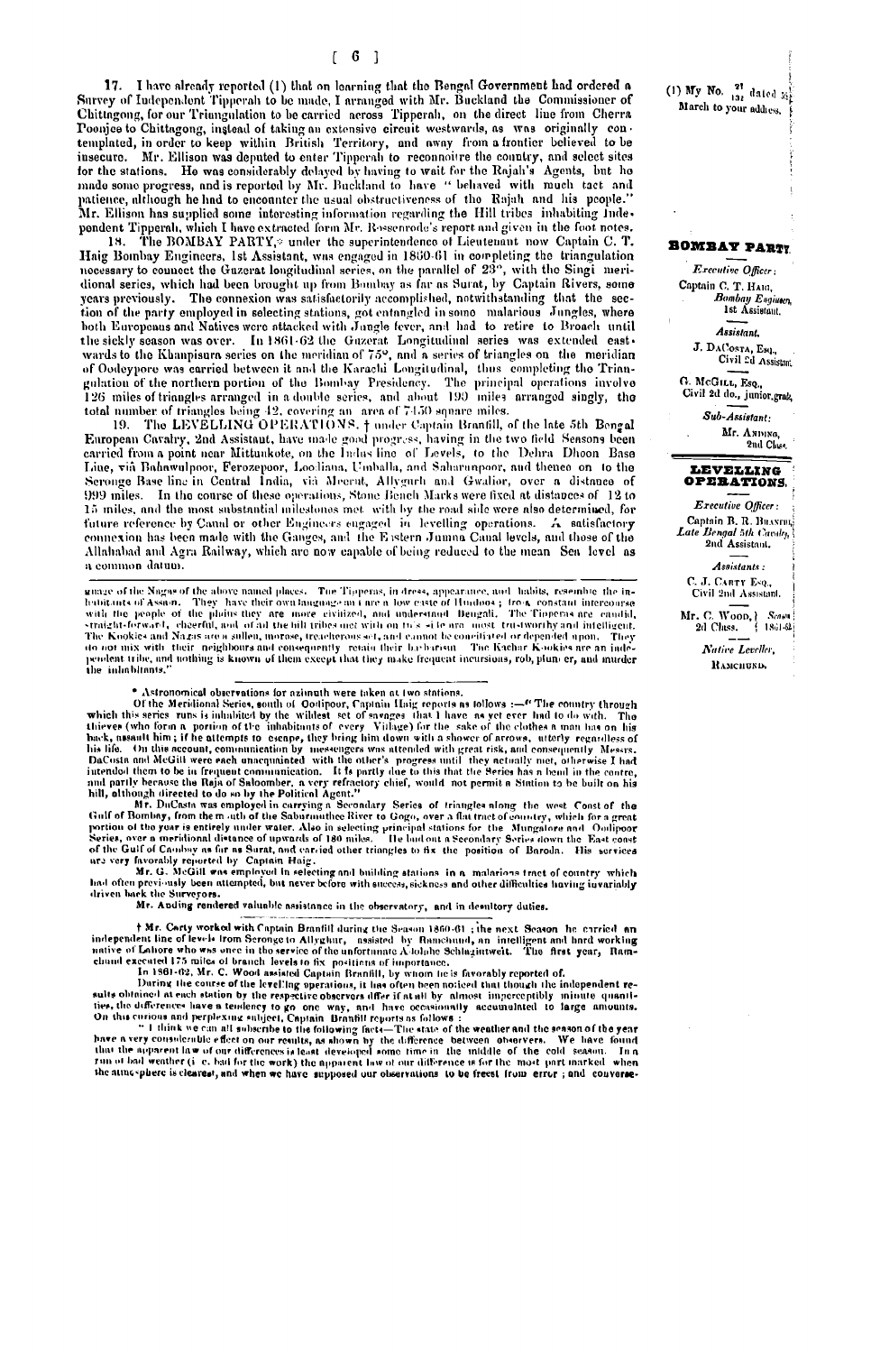17. I have already reported (1) that on learning that the Bengal Government had ordered a Survey of Independent Tipperah to be made, I arranged with Mr. Buckland the Commissioner of Chittagong, for our Triangulation to be carried across Tipperah, on the direct line from Cherra Poonjee to Chittagong, instead of taking an extensive circuit westwards, as was originally contemplated, in order to keep within British Territory, and away from a frontier believed to be insecure. Mr. Ellison was deputed to enter Tipperah to reconnoitre the country, and select sites for the stations. He was considerably delayed by having to wait for the Rajah's Agents, but he made some progress, and is reported by Mr. Buckland to have "behaved with much tact and patience, although he had to encounter the usual obstructiveness of the Rajah and his people." Mr. Ellison has supplied some interesting information regarding the Hill tribes inhabiting Independent Tipperah, which I have extracted form Mr. Rossenrode's report and given in the foot notes.

(1) My No. 21/131 dated 31 March to your address.

18. The BOMBAY PARTY,* under the superintendence of Lieutenant now Captain C. T. Haig Bombay Engineers, 1st Assistant, was engaged in 1860-61 in completing the triangulation necessary to connect the Guzerat longitudinal series, on the parallel of 23°, with the Singi meridional series, which had been brought up from Bombay as far as Surat, by Captain Rivers, some years previously. The connexion was satisfactorily accomplished, notwithstanding that the section of the party employed in selecting stations, got entangled in some malarious Jungles, where both Europeans and Natives were attacked with Jungle fever, and had to retire to Broach until the sickly season was over. In 1861-62 the Guzerat Longitudinal series was extended eastwards to the Khanpisura series on the meridian of 75°, and a series of triangles on the meridian of Oodeypore was carried between it and the Karachi Longitudinal, thus completing the Triangulation of the northern portion of the Bombay Presidency. The principal operations involve 126 miles of triangles arranged in a double series, and about 190 miles arranged singly, the total number of triangles being 42, covering an area of 7450 square miles.

**BOMBAY PARTY.**

*Executive Officer:*
Captain C. T. Haig, *Bombay Engineers*, 1st Assistant.

*Assistant.*
J. DaCosta, Esq., Civil 2d Assistant.

G. McGill, Esq., Civil 2d do., junior grade.

*Sub-Assistant:*
Mr. Anding, 2nd Class.

19. The LEVELLING OPERATIONS, † under Captain Branfill, of the late 5th Bengal European Cavalry, 2nd Assistant, have made good progress, having in the two field Seasons been carried from a point near Mittunkote, on the Indus line of Levels, to the Dehra Dhoon Base Line, viâ Bahawulpoor, Ferozepoor, Loodiana, Umballa, and Saharunpoor, and thence on to the Seronge Base line in Central India, viâ Meerut, Allygurh and Gwalior, over a distance of 999 miles. In the course of these operations, Stone Bench Marks were fixed at distances of 12 to 15 miles, and the most substantial milestones met with by the road side were also determined, for future reference by Canal or other Engineers engaged in levelling operations. A satisfactory connexion has been made with the Ganges, and the Eastern Jumna Canal levels, and those of the Allahabad and Agra Railway, which are now capable of being reduced to the mean Sea level as a common datum.

**LEVELLING OPERATIONS.**

*Executive Officer:*
Captain B. R. Branfill, *Late Bengal 5th Cavalry*, 2nd Assistant.

*Assistants:*
C. J. Carty Esq., Civil 2nd Assistant.

Mr. C. Wood, 2d Class. } Season 1861-62.

*Native Leveller,*
Ramchund.

---

guage of the Nagas of the above named places. The Tipperas, in dress, appearance, and habits, resemble the inhabitants of Assam. They have their own language and are a low caste of Hindoos; from constant intercourse with the people of the plains they are more civilized, and understand Bengali. The Tipperas are candid, straight-forward, cheerful, and of all the hill tribes met with on this side are most trustworthy and intelligent. The Kookies and Nagas are a sullen, morose, treacherous set, and cannot be conciliated or depended upon. They do not mix with their neighbours and consequently retain their barbarism. The Kachar Kookies are an independent tribe, and nothing is known of them except that they make frequent incursions, rob, plunder, and murder the inhabitants."

\* Astronomical observations for azimuth were taken at two stations.

Of the Meridional Series, south of Oodipour, Captain Haig reports as follows :—"The country through which this series runs is inhabited by the wildest set of savages that I have as yet ever had to do with. The thieves (who form a portion of the inhabitants of every Village) for the sake of the clothes a man has on his back, assault him; if he attempts to escape, they bring him down with a shower of arrows, utterly regardless of his life. On this account, communication by messengers was attended with great risk, and consequently Messrs. DaCosta and McGill were each unacquainted with the other's progress until they actually met, otherwise I had intended them to be in frequent communication. It is partly due to this that the Series has a bend in the centre, and partly because the Raja of Saloomber, a very refractory chief, would not permit a Station to be built on his hill, although directed to do so by the Political Agent."

Mr. DaCosta was employed in carrying a Secondary Series of triangles along the west Coast of the Gulf of Bombay, from the mouth of the Saburmuthee River to Gogo, over a flat tract of country, which for a great portion of the year is entirely under water. Also in selecting principal stations for the Mungalore and Oodipoor Series, over a meridional distance of upwards of 180 miles. He laid out a Secondary Series down the East coast of the Gulf of Cambay as far as Surat, and carried other triangles to fix the position of Baroda. His services are very favorably reported by Captain Haig.

Mr. G. McGill was employed in selecting and building stations in a malarious tract of country which had often previously been attempted, but never before with success, sickness and other difficulties having invariably driven back the Surveyors.

Mr. Anding rendered valuable assistance in the observatory, and in desultory duties.

† Mr. Carty worked with Captain Branfill during the Season 1860-61; the next Season he carried an independent line of levels from Seronge to Allyghur, assisted by Ramchund, an intelligent and hard working native of Lahore who was once in the service of the unfortunate Adolphe Schlagintweit. The first year, Ramchund executed 175 miles of branch levels to fix positions of importance.

In 1861-62, Mr. C. Wood assisted Captain Branfill, by whom he is favorably reported of.

During the course of the levelling operations, it has often been noticed that though the independent results obtained at each station by the respective observers differ if at all by almost imperceptibly minute quantities, the differences have a tendency to go one way, and have occasionally accumulated to large amounts. On this curious and perplexing subject, Captain Branfill reports as follows :

"I think we can all subscribe to the following facts—The state of the weather and the season of the year have a very considerable effect on our results, as shown by the difference between observers. We have found that the apparent law of our differences is least developed some time in the middle of the cold season. In a run of bad weather (i. e. bad for the work) the apparent law of our difference is for the most part marked when the atmosphere is clearest, and when we have supposed our observations to be freest from error; and converse-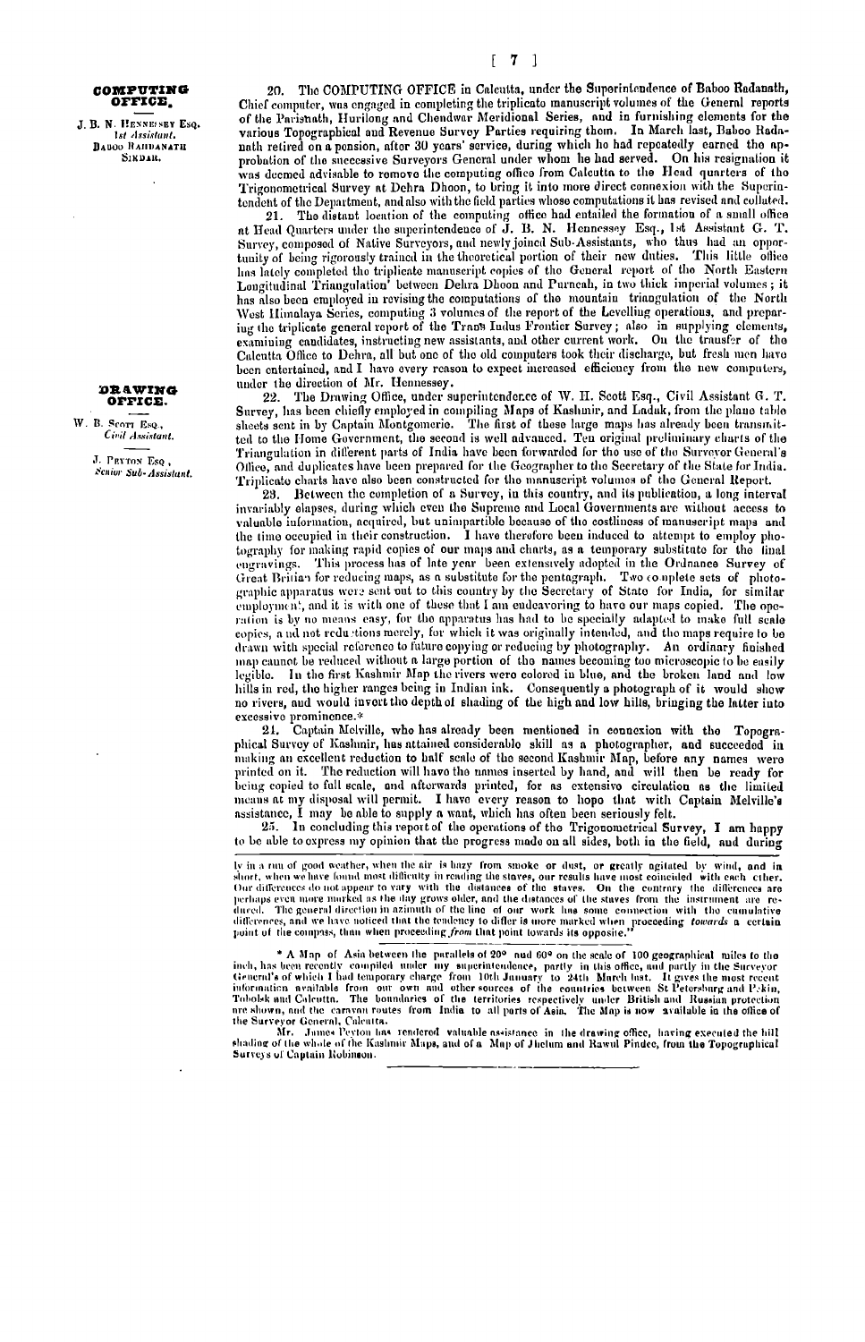**COMPUTING OFFICE.**

J. B. N. Hennessey Esq. *1st Assistant.*
Baboo Radhanath Sikdar.

20. The COMPUTING OFFICE in Calcutta, under the Superintendence of Baboo Radanath, Chief computer, was engaged in completing the triplicate manuscript volumes of the General reports of the Parisnath, Hurilong and Chendwar Meridional Series, and in furnishing elements for the various Topographical and Revenue Survey Parties requiring them. In March last, Baboo Radanath retired on a pension, after 30 years' service, during which he had repeatedly earned the approbation of the successive Surveyors General under whom he had served. On his resignation it was deemed advisable to remove the computing office from Calcutta to the Head quarters of the Trigonometrical Survey at Dehra Dhoon, to bring it into more direct connexion with the Superintendent of the Department, and also with the field parties whose computations it has revised and collated.

21. The distant location of the computing office had entailed the formation of a small office at Head Quarters under the superintendence of J. B. N. Hennessey Esq., 1st Assistant G. T. Survey, composed of Native Surveyors, and newly joined Sub-Assistants, who thus had an opportunity of being rigorously trained in the theoretical portion of their new duties. This little office has lately completed the triplicate manuscript copies of the General report of the North Eastern Longitudinal Triangulation' between Dehra Dhoon and Purneah, in two thick imperial volumes; it has also been employed in revising the computations of the mountain triangulation of the North West Himalaya Series, computing 3 volumes of the report of the Levelling operations, and preparing the triplicate general report of the Trans Indus Frontier Survey; also in supplying elements, examining candidates, instructing new assistants, and other current work. On the transfer of the Calcutta Office to Dehra, all but one of the old computers took their discharge, but fresh men have been entertained, and I have every reason to expect increased efficiency from the new computers, under the direction of Mr. Hennessey.

**DRAWING OFFICE.**

W. B. Scott Esq., *Civil Assistant.*
J. Peyton Esq., *Senior Sub-Assistant.*

22. The Drawing Office, under superintendence of W. H. Scott Esq., Civil Assistant G. T. Survey, has been chiefly employed in compiling Maps of Kashmir, and Ladak, from the plane table sheets sent in by Captain Montgomerie. The first of these large maps has already been transmitted to the Home Government, the second is well advanced. Ten original preliminary charts of the Triangulation in different parts of India have been forwarded for the use of the Surveyor General's Office, and duplicates have been prepared for the Geographer to the Secretary of the State for India. Triplicate charts have also been constructed for the manuscript volumes of the General Report.

23. Between the completion of a Survey, in this country, and its publication, a long interval invariably elapses, during which even the Supreme and Local Governments are without access to valuable information, acquired, but unimpartible because of the costliness of manuscript maps and the time occupied in their construction. I have therefore been induced to attempt to employ photography for making rapid copies of our maps and charts, as a temporary substitute for the final engravings. This process has of late year been extensively adopted in the Ordnance Survey of Great Britain for reducing maps, as a substitute for the pentagraph. Two complete sets of photographic apparatus were sent out to this country by the Secretary of State for India, for similar employment, and it is with one of these that I am endeavoring to have our maps copied. The operation is by no means easy, for the apparatus has had to be specially adapted to make full scale copies, and not reductions merely, for which it was originally intended, and the maps require to be drawn with special reference to future copying or reducing by photography. An ordinary finished map cannot be reduced without a large portion of the names becoming too microscopic to be easily legible. In the first Kashmir Map the rivers were colored in blue, and the broken land and low hills in red, the higher ranges being in Indian ink. Consequently a photograph of it would shew no rivers, and would invert the depth of shading of the high and low hills, bringing the latter into excessive prominence.*

24. Captain Melville, who has already been mentioned in connexion with the Topographical Survey of Kashmir, has attained considerable skill as a photographer, and succeeded in making an excellent reduction to half scale of the second Kashmir Map, before any names were printed on it. The reduction will have the names inserted by hand, and will then be ready for being copied to full scale, and afterwards printed, for as extensive circulation as the limited means at my disposal will permit. I have every reason to hope that with Captain Melville's assistance, I may be able to supply a want, which has often been seriously felt.

25. In concluding this report of the operations of the Trigonometrical Survey, I am happy to be able to express my opinion that the progress made on all sides, both in the field, and during

---

ly in a run of good weather, when the air is hazy from smoke or dust, or greatly agitated by wind, and in short, when we have found most difficulty in reading the staves, our results have most coincided with each other. Our differences do not appear to vary with the distances of the staves. On the contrary the differences are perhaps even more marked as the day grows older, and the distances of the staves from the instrument are reduced. The general direction in azimuth of the line of our work has some connection with the cumulative differences, and we have noticed that the tendency to differ is more marked when proceeding *towards* a certain point of the compass, than when proceeding *from* that point towards its opposite."

\* A Map of Asia between the parallels of 20° and 60° on the scale of 100 geographical miles to the inch, has been recently compiled under my superintendence, partly in this office, and partly in the Surveyor General's of which I had temporary charge from 10th January to 24th March last. It gives the most recent information available from our own and other sources of the countries between St Petersburg and Pekin, Tobolsk and Calcutta. The boundaries of the territories respectively under British and Russian protection are shown, and the caravan routes from India to all parts of Asia. The Map is now available in the office of the Surveyor General, Calcutta.

Mr. James Peyton has rendered valuable assistance in the drawing office, having executed the hill shading of the whole of the Kashmir Maps, and of a Map of Jhelum and Rawul Pindee, from the Topographical Surveys of Captain Robinson.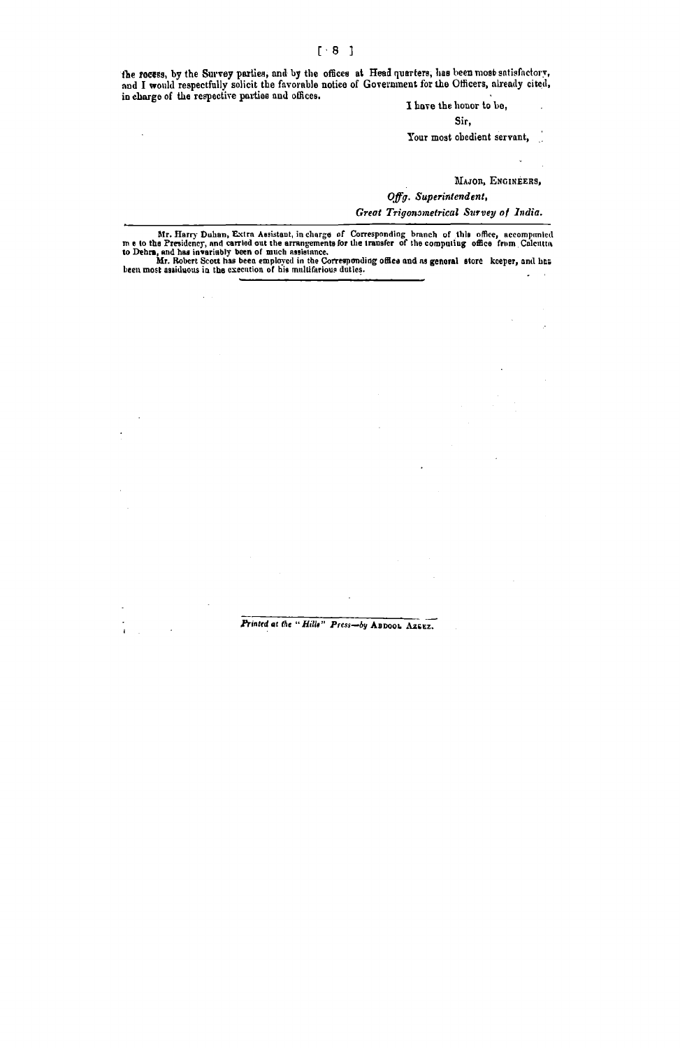the recess, by the Survey parties, and by the offices at Head quarters, has been most satisfactory, and I would respectfully solicit the favorable notice of Government for the Officers, already cited, in charge of the respective parties and offices.

I have the honor to be,

Sir,

Your most obedient servant,

MAJOR, ENGINEERS,

*Offg. Superintendent,*

*Great Trigonometrical Survey of India.*

---

Mr. Harry Duhan, Extra Assistant, in charge of Corresponding branch of this office, accompanied me to the Presidency, and carried out the arrangements for the transfer of the computing office from Calcutta to Dehra, and has invariably been of much assistance.

Mr. Robert Scott has been employed in the Corresponding office and as general store keeper, and has been most assiduous in the execution of his multifarious duties.

---

*Printed at the "Hills" Press—by* ABDOOL AZEEZ.